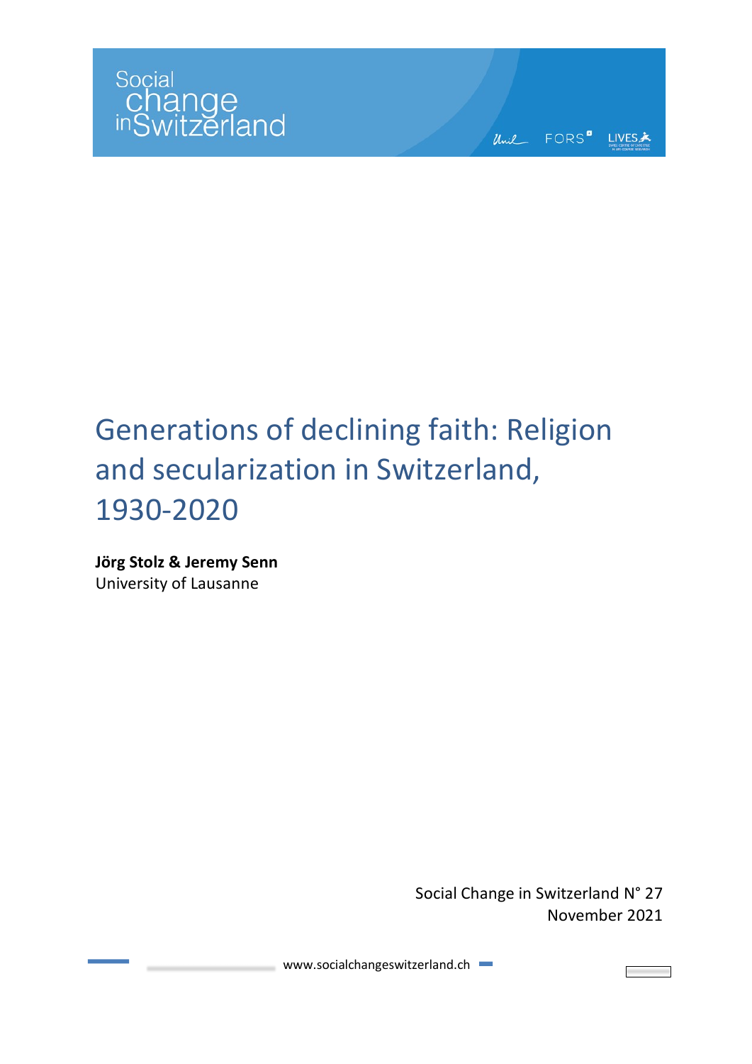Social change in Switzerland

# Generations of declining faith: Religion and secularization in Switzerland, 1930-2020

**Jörg Stolz & Jeremy Senn**
University of Lausanne

Social Change in Switzerland N° 27
November 2021

www.socialchangeswitzerland.ch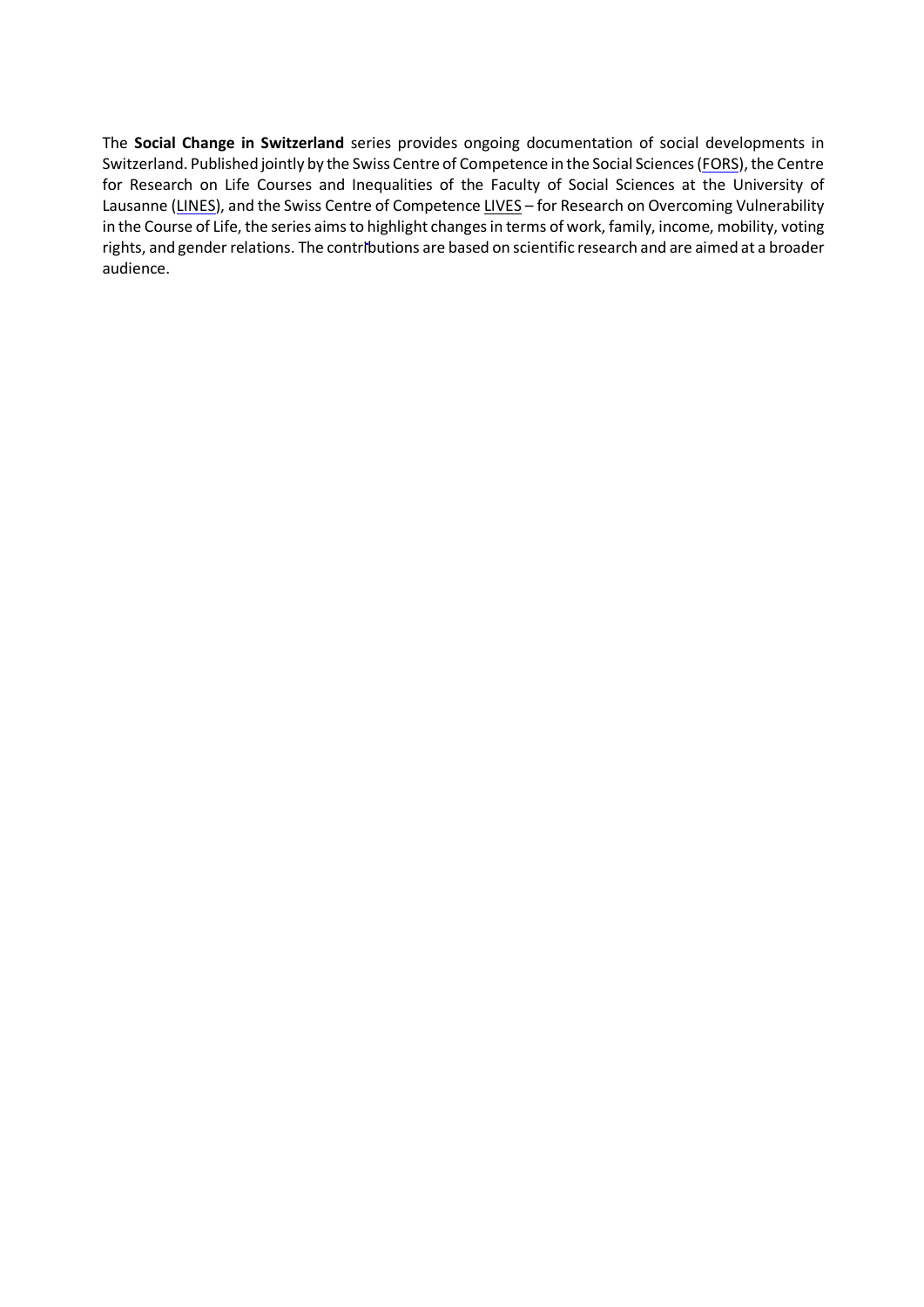The **Social Change in Switzerland** series provides ongoing documentation of social developments in Switzerland. Published jointly by the Swiss Centre of Competence in the Social Sciences (FORS), the Centre for Research on Life Courses and Inequalities of the Faculty of Social Sciences at the University of Lausanne (LINES), and the Swiss Centre of Competence LIVES – for Research on Overcoming Vulnerability in the Course of Life, the series aims to highlight changes in terms of work, family, income, mobility, voting rights, and gender relations. The contributions are based on scientific research and are aimed at a broader audience.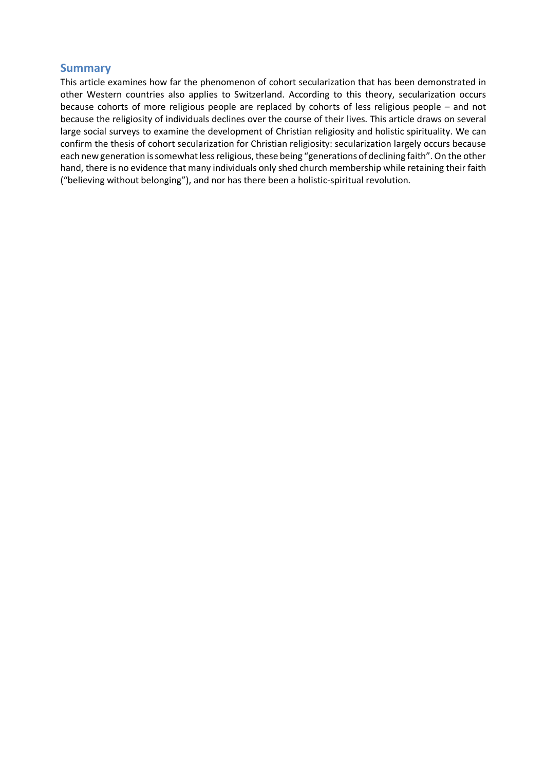## Summary

This article examines how far the phenomenon of cohort secularization that has been demonstrated in other Western countries also applies to Switzerland. According to this theory, secularization occurs because cohorts of more religious people are replaced by cohorts of less religious people – and not because the religiosity of individuals declines over the course of their lives. This article draws on several large social surveys to examine the development of Christian religiosity and holistic spirituality. We can confirm the thesis of cohort secularization for Christian religiosity: secularization largely occurs because each new generation is somewhat less religious, these being "generations of declining faith". On the other hand, there is no evidence that many individuals only shed church membership while retaining their faith ("believing without belonging"), and nor has there been a holistic-spiritual revolution.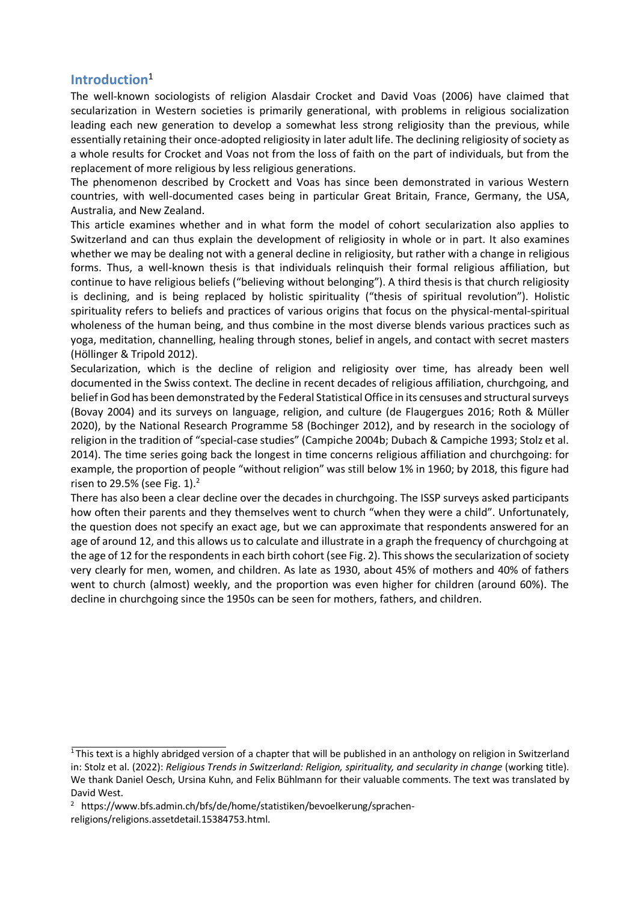## Introduction[1]

The well-known sociologists of religion Alasdair Crocket and David Voas (2006) have claimed that secularization in Western societies is primarily generational, with problems in religious socialization leading each new generation to develop a somewhat less strong religiosity than the previous, while essentially retaining their once-adopted religiosity in later adult life. The declining religiosity of society as a whole results for Crocket and Voas not from the loss of faith on the part of individuals, but from the replacement of more religious by less religious generations.

The phenomenon described by Crockett and Voas has since been demonstrated in various Western countries, with well-documented cases being in particular Great Britain, France, Germany, the USA, Australia, and New Zealand.

This article examines whether and in what form the model of cohort secularization also applies to Switzerland and can thus explain the development of religiosity in whole or in part. It also examines whether we may be dealing not with a general decline in religiosity, but rather with a change in religious forms. Thus, a well-known thesis is that individuals relinquish their formal religious affiliation, but continue to have religious beliefs ("believing without belonging"). A third thesis is that church religiosity is declining, and is being replaced by holistic spirituality ("thesis of spiritual revolution"). Holistic spirituality refers to beliefs and practices of various origins that focus on the physical-mental-spiritual wholeness of the human being, and thus combine in the most diverse blends various practices such as yoga, meditation, channelling, healing through stones, belief in angels, and contact with secret masters (Höllinger & Tripold 2012).

Secularization, which is the decline of religion and religiosity over time, has already been well documented in the Swiss context. The decline in recent decades of religious affiliation, churchgoing, and belief in God has been demonstrated by the Federal Statistical Office in its censuses and structural surveys (Bovay 2004) and its surveys on language, religion, and culture (de Flaugergues 2016; Roth & Müller 2020), by the National Research Programme 58 (Bochinger 2012), and by research in the sociology of religion in the tradition of "special-case studies" (Campiche 2004b; Dubach & Campiche 1993; Stolz et al. 2014). The time series going back the longest in time concerns religious affiliation and churchgoing: for example, the proportion of people "without religion" was still below 1% in 1960; by 2018, this figure had risen to 29.5% (see Fig. 1).[2]

There has also been a clear decline over the decades in churchgoing. The ISSP surveys asked participants how often their parents and they themselves went to church "when they were a child". Unfortunately, the question does not specify an exact age, but we can approximate that respondents answered for an age of around 12, and this allows us to calculate and illustrate in a graph the frequency of churchgoing at the age of 12 for the respondents in each birth cohort (see Fig. 2). This shows the secularization of society very clearly for men, women, and children. As late as 1930, about 45% of mothers and 40% of fathers went to church (almost) weekly, and the proportion was even higher for children (around 60%). The decline in churchgoing since the 1950s can be seen for mothers, fathers, and children.

---

[1] This text is a highly abridged version of a chapter that will be published in an anthology on religion in Switzerland in: Stolz et al. (2022): *Religious Trends in Switzerland: Religion, spirituality, and secularity in change* (working title). We thank Daniel Oesch, Ursina Kuhn, and Felix Bühlmann for their valuable comments. The text was translated by David West.

[2] https://www.bfs.admin.ch/bfs/de/home/statistiken/bevoelkerung/sprachen-religions/religions.assetdetail.15384753.html.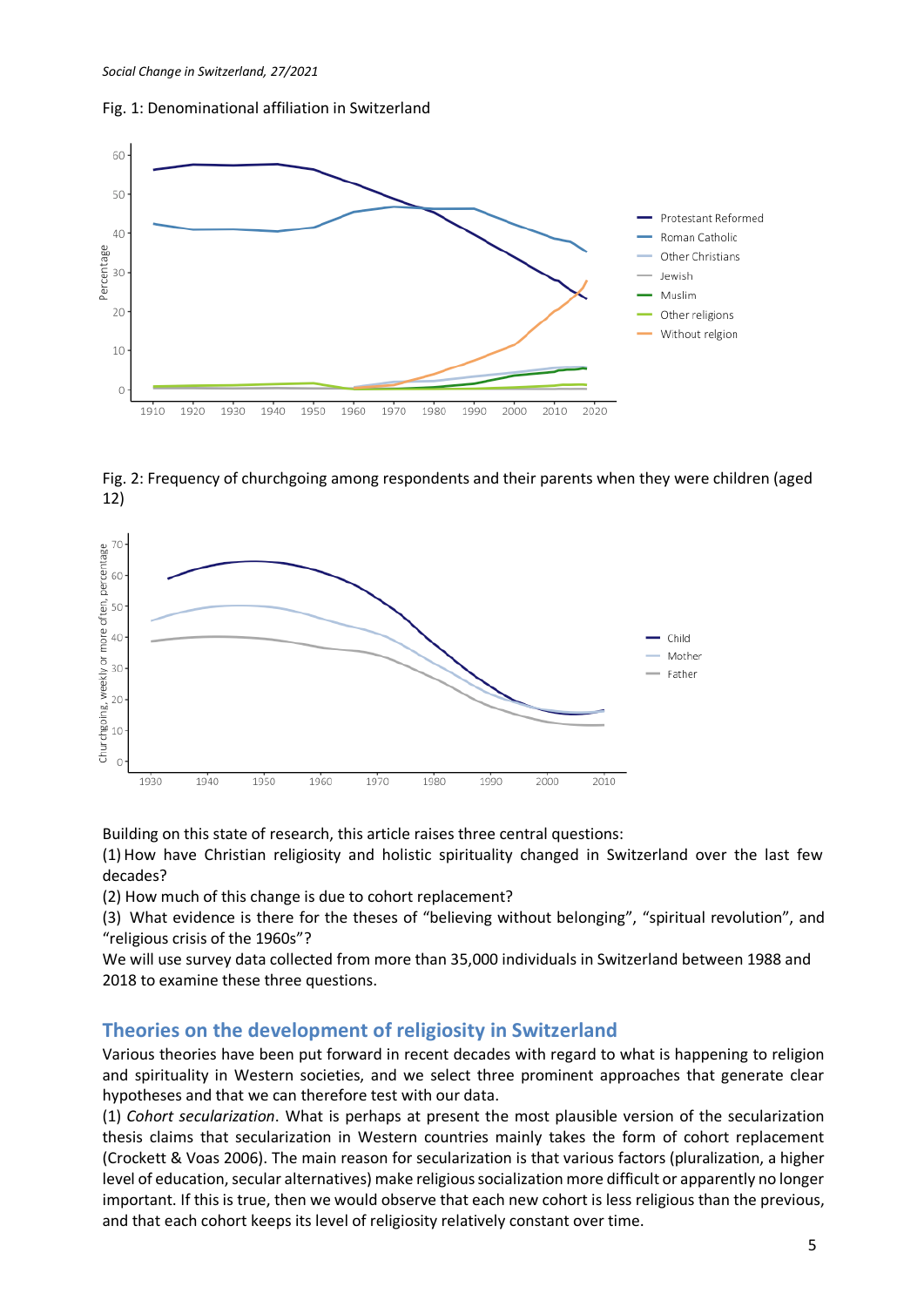Fig. 1: Denominational affiliation in Switzerland

Fig. 2: Frequency of churchgoing among respondents and their parents when they were children (aged 12)

Building on this state of research, this article raises three central questions:

(1) How have Christian religiosity and holistic spirituality changed in Switzerland over the last few decades?

(2) How much of this change is due to cohort replacement?

(3) What evidence is there for the theses of "believing without belonging", "spiritual revolution", and "religious crisis of the 1960s"?

We will use survey data collected from more than 35,000 individuals in Switzerland between 1988 and 2018 to examine these three questions.

## Theories on the development of religiosity in Switzerland

Various theories have been put forward in recent decades with regard to what is happening to religion and spirituality in Western societies, and we select three prominent approaches that generate clear hypotheses and that we can therefore test with our data.

(1) *Cohort secularization*. What is perhaps at present the most plausible version of the secularization thesis claims that secularization in Western countries mainly takes the form of cohort replacement (Crockett & Voas 2006). The main reason for secularization is that various factors (pluralization, a higher level of education, secular alternatives) make religious socialization more difficult or apparently no longer important. If this is true, then we would observe that each new cohort is less religious than the previous, and that each cohort keeps its level of religiosity relatively constant over time.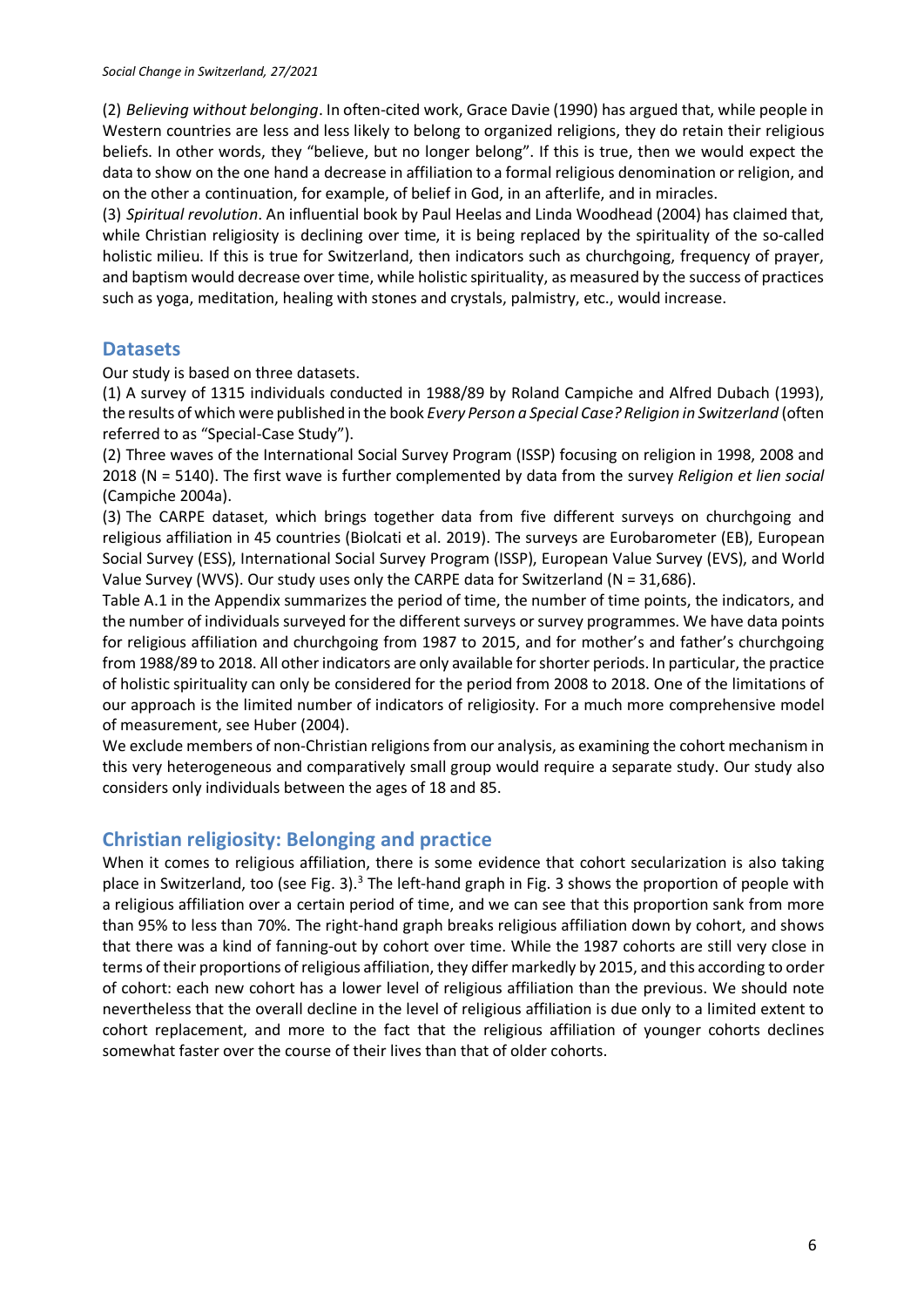(2) *Believing without belonging*. In often-cited work, Grace Davie (1990) has argued that, while people in Western countries are less and less likely to belong to organized religions, they do retain their religious beliefs. In other words, they "believe, but no longer belong". If this is true, then we would expect the data to show on the one hand a decrease in affiliation to a formal religious denomination or religion, and on the other a continuation, for example, of belief in God, in an afterlife, and in miracles.

(3) *Spiritual revolution*. An influential book by Paul Heelas and Linda Woodhead (2004) has claimed that, while Christian religiosity is declining over time, it is being replaced by the spirituality of the so-called holistic milieu. If this is true for Switzerland, then indicators such as churchgoing, frequency of prayer, and baptism would decrease over time, while holistic spirituality, as measured by the success of practices such as yoga, meditation, healing with stones and crystals, palmistry, etc., would increase.

## Datasets

Our study is based on three datasets.

(1) A survey of 1315 individuals conducted in 1988/89 by Roland Campiche and Alfred Dubach (1993), the results of which were published in the book *Every Person a Special Case? Religion in Switzerland* (often referred to as "Special-Case Study").

(2) Three waves of the International Social Survey Program (ISSP) focusing on religion in 1998, 2008 and 2018 (N = 5140). The first wave is further complemented by data from the survey *Religion et lien social* (Campiche 2004a).

(3) The CARPE dataset, which brings together data from five different surveys on churchgoing and religious affiliation in 45 countries (Biolcati et al. 2019). The surveys are Eurobarometer (EB), European Social Survey (ESS), International Social Survey Program (ISSP), European Value Survey (EVS), and World Value Survey (WVS). Our study uses only the CARPE data for Switzerland (N = 31,686).

Table A.1 in the Appendix summarizes the period of time, the number of time points, the indicators, and the number of individuals surveyed for the different surveys or survey programmes. We have data points for religious affiliation and churchgoing from 1987 to 2015, and for mother's and father's churchgoing from 1988/89 to 2018. All other indicators are only available for shorter periods. In particular, the practice of holistic spirituality can only be considered for the period from 2008 to 2018. One of the limitations of our approach is the limited number of indicators of religiosity. For a much more comprehensive model of measurement, see Huber (2004).

We exclude members of non-Christian religions from our analysis, as examining the cohort mechanism in this very heterogeneous and comparatively small group would require a separate study. Our study also considers only individuals between the ages of 18 and 85.

## Christian religiosity: Belonging and practice

When it comes to religious affiliation, there is some evidence that cohort secularization is also taking place in Switzerland, too (see Fig. 3).[3] The left-hand graph in Fig. 3 shows the proportion of people with a religious affiliation over a certain period of time, and we can see that this proportion sank from more than 95% to less than 70%. The right-hand graph breaks religious affiliation down by cohort, and shows that there was a kind of fanning-out by cohort over time. While the 1987 cohorts are still very close in terms of their proportions of religious affiliation, they differ markedly by 2015, and this according to order of cohort: each new cohort has a lower level of religious affiliation than the previous. We should note nevertheless that the overall decline in the level of religious affiliation is due only to a limited extent to cohort replacement, and more to the fact that the religious affiliation of younger cohorts declines somewhat faster over the course of their lives than that of older cohorts.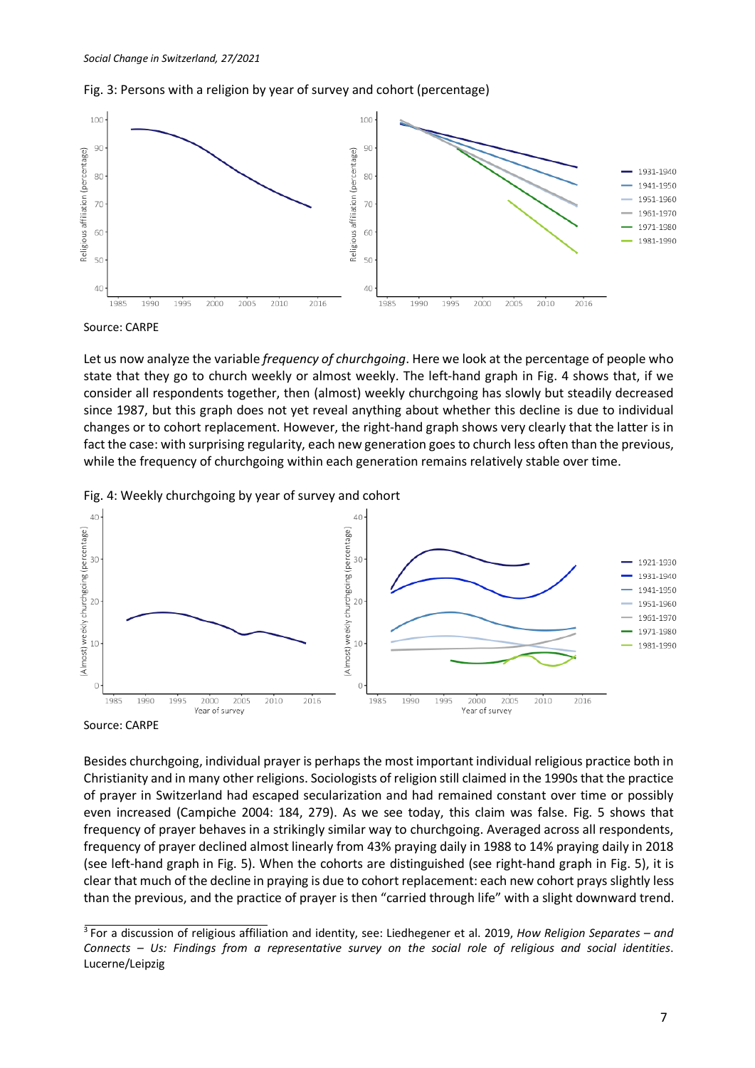Fig. 3: Persons with a religion by year of survey and cohort (percentage)

Source: CARPE

Let us now analyze the variable *frequency of churchgoing*. Here we look at the percentage of people who state that they go to church weekly or almost weekly. The left-hand graph in Fig. 4 shows that, if we consider all respondents together, then (almost) weekly churchgoing has slowly but steadily decreased since 1987, but this graph does not yet reveal anything about whether this decline is due to individual changes or to cohort replacement. However, the right-hand graph shows very clearly that the latter is in fact the case: with surprising regularity, each new generation goes to church less often than the previous, while the frequency of churchgoing within each generation remains relatively stable over time.

Fig. 4: Weekly churchgoing by year of survey and cohort

Source: CARPE

Besides churchgoing, individual prayer is perhaps the most important individual religious practice both in Christianity and in many other religions. Sociologists of religion still claimed in the 1990s that the practice of prayer in Switzerland had escaped secularization and had remained constant over time or possibly even increased (Campiche 2004: 184, 279). As we see today, this claim was false. Fig. 5 shows that frequency of prayer behaves in a strikingly similar way to churchgoing. Averaged across all respondents, frequency of prayer declined almost linearly from 43% praying daily in 1988 to 14% praying daily in 2018 (see left-hand graph in Fig. 5). When the cohorts are distinguished (see right-hand graph in Fig. 5), it is clear that much of the decline in praying is due to cohort replacement: each new cohort prays slightly less than the previous, and the practice of prayer is then "carried through life" with a slight downward trend.

[3] For a discussion of religious affiliation and identity, see: Liedhegener et al. 2019, *How Religion Separates – and Connects – Us: Findings from a representative survey on the social role of religious and social identities*. Lucerne/Leipzig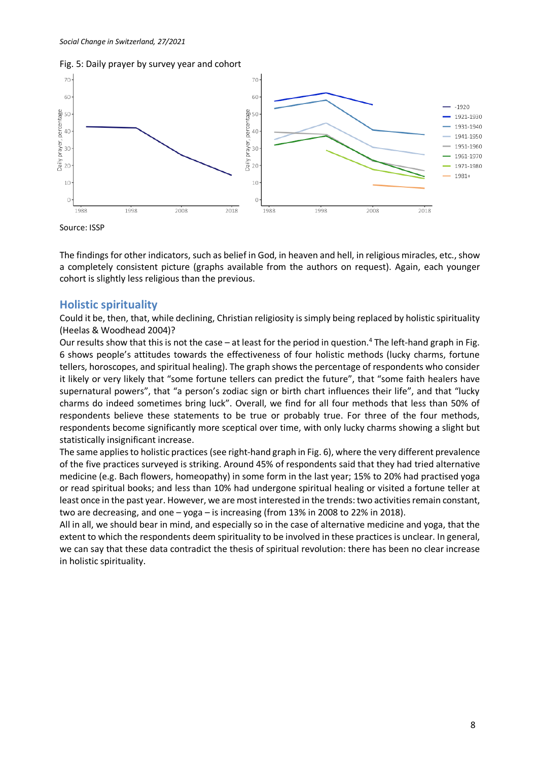Fig. 5: Daily prayer by survey year and cohort

Source: ISSP

The findings for other indicators, such as belief in God, in heaven and hell, in religious miracles, etc., show a completely consistent picture (graphs available from the authors on request). Again, each younger cohort is slightly less religious than the previous.

## Holistic spirituality

Could it be, then, that, while declining, Christian religiosity is simply being replaced by holistic spirituality (Heelas & Woodhead 2004)?

Our results show that this is not the case – at least for the period in question.[4] The left-hand graph in Fig. 6 shows people's attitudes towards the effectiveness of four holistic methods (lucky charms, fortune tellers, horoscopes, and spiritual healing). The graph shows the percentage of respondents who consider it likely or very likely that "some fortune tellers can predict the future", that "some faith healers have supernatural powers", that "a person's zodiac sign or birth chart influences their life", and that "lucky charms do indeed sometimes bring luck". Overall, we find for all four methods that less than 50% of respondents believe these statements to be true or probably true. For three of the four methods, respondents become significantly more sceptical over time, with only lucky charms showing a slight but statistically insignificant increase.

The same applies to holistic practices (see right-hand graph in Fig. 6), where the very different prevalence of the five practices surveyed is striking. Around 45% of respondents said that they had tried alternative medicine (e.g. Bach flowers, homeopathy) in some form in the last year; 15% to 20% had practised yoga or read spiritual books; and less than 10% had undergone spiritual healing or visited a fortune teller at least once in the past year. However, we are most interested in the trends: two activities remain constant, two are decreasing, and one – yoga – is increasing (from 13% in 2008 to 22% in 2018).

All in all, we should bear in mind, and especially so in the case of alternative medicine and yoga, that the extent to which the respondents deem spirituality to be involved in these practices is unclear. In general, we can say that these data contradict the thesis of spiritual revolution: there has been no clear increase in holistic spirituality.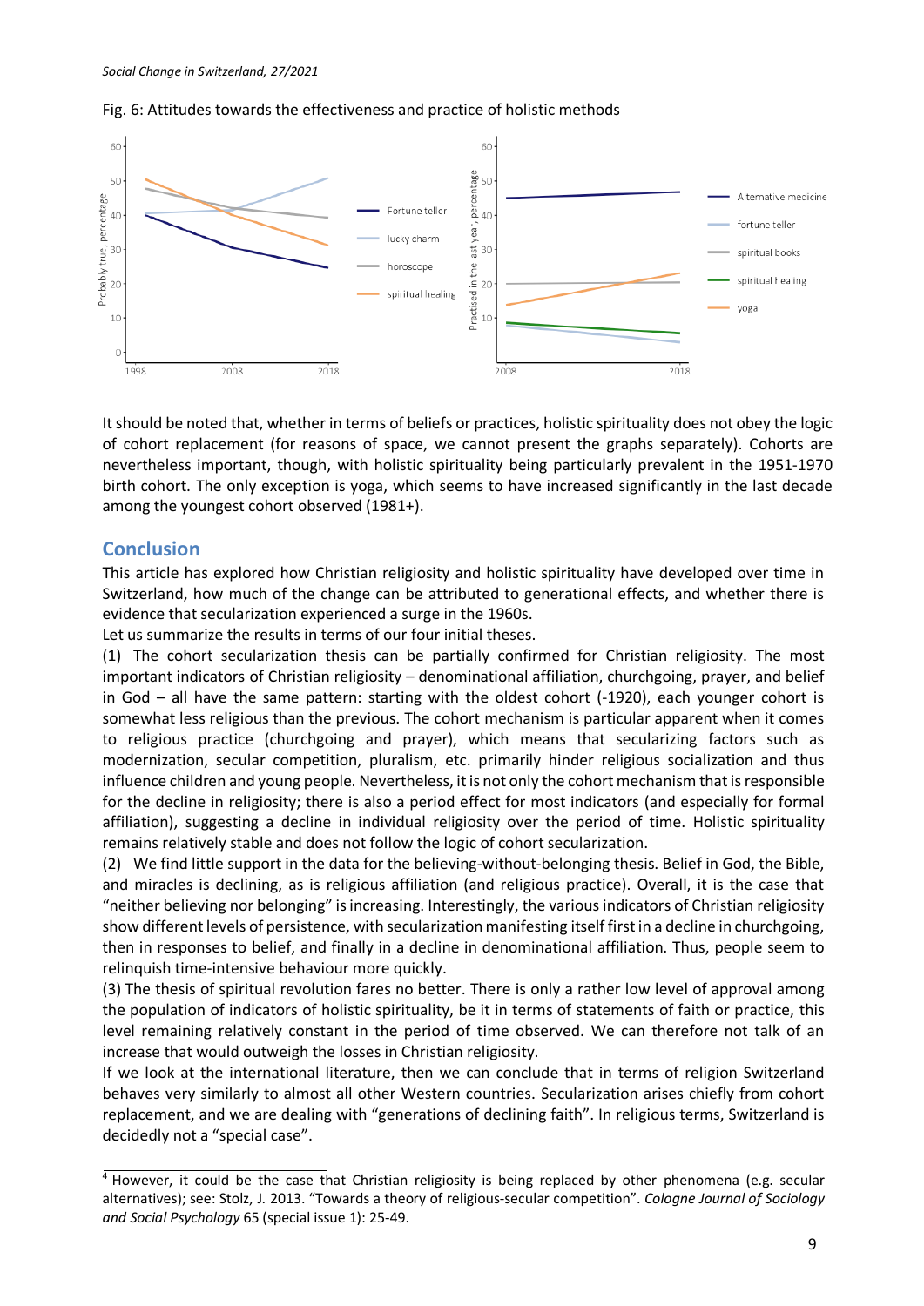Fig. 6: Attitudes towards the effectiveness and practice of holistic methods

It should be noted that, whether in terms of beliefs or practices, holistic spirituality does not obey the logic of cohort replacement (for reasons of space, we cannot present the graphs separately). Cohorts are nevertheless important, though, with holistic spirituality being particularly prevalent in the 1951-1970 birth cohort. The only exception is yoga, which seems to have increased significantly in the last decade among the youngest cohort observed (1981+).

## Conclusion

This article has explored how Christian religiosity and holistic spirituality have developed over time in Switzerland, how much of the change can be attributed to generational effects, and whether there is evidence that secularization experienced a surge in the 1960s.

Let us summarize the results in terms of our four initial theses.

(1) The cohort secularization thesis can be partially confirmed for Christian religiosity. The most important indicators of Christian religiosity – denominational affiliation, churchgoing, prayer, and belief in God – all have the same pattern: starting with the oldest cohort (-1920), each younger cohort is somewhat less religious than the previous. The cohort mechanism is particular apparent when it comes to religious practice (churchgoing and prayer), which means that secularizing factors such as modernization, secular competition, pluralism, etc. primarily hinder religious socialization and thus influence children and young people. Nevertheless, it is not only the cohort mechanism that is responsible for the decline in religiosity; there is also a period effect for most indicators (and especially for formal affiliation), suggesting a decline in individual religiosity over the period of time. Holistic spirituality remains relatively stable and does not follow the logic of cohort secularization.

(2) We find little support in the data for the believing-without-belonging thesis. Belief in God, the Bible, and miracles is declining, as is religious affiliation (and religious practice). Overall, it is the case that "neither believing nor belonging" is increasing. Interestingly, the various indicators of Christian religiosity show different levels of persistence, with secularization manifesting itself first in a decline in churchgoing, then in responses to belief, and finally in a decline in denominational affiliation. Thus, people seem to relinquish time-intensive behaviour more quickly.

(3) The thesis of spiritual revolution fares no better. There is only a rather low level of approval among the population of indicators of holistic spirituality, be it in terms of statements of faith or practice, this level remaining relatively constant in the period of time observed. We can therefore not talk of an increase that would outweigh the losses in Christian religiosity.

If we look at the international literature, then we can conclude that in terms of religion Switzerland behaves very similarly to almost all other Western countries. Secularization arises chiefly from cohort replacement, and we are dealing with "generations of declining faith". In religious terms, Switzerland is decidedly not a "special case".

[4] However, it could be the case that Christian religiosity is being replaced by other phenomena (e.g. secular alternatives); see: Stolz, J. 2013. "Towards a theory of religious-secular competition". *Cologne Journal of Sociology and Social Psychology* 65 (special issue 1): 25-49.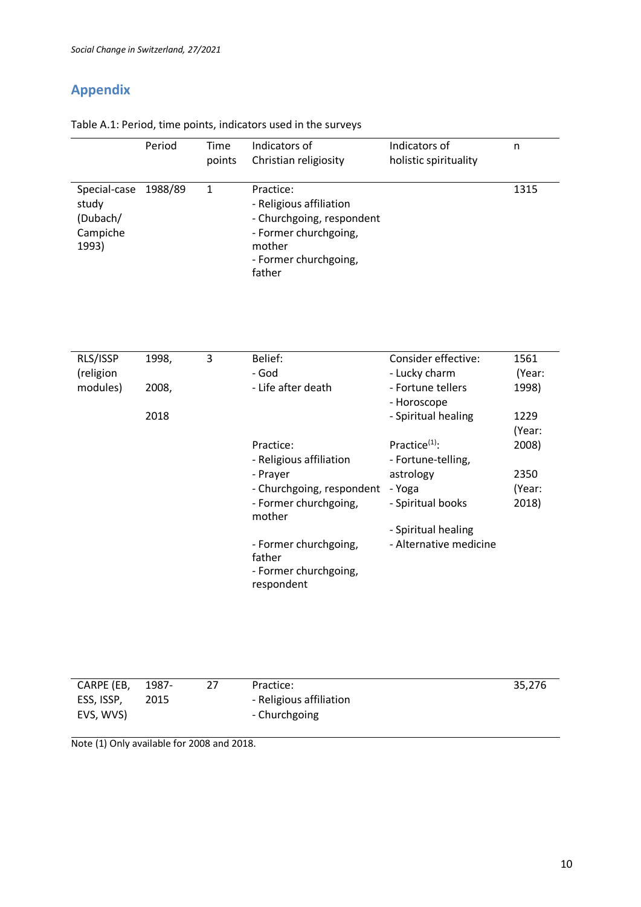## Appendix

Table A.1: Period, time points, indicators used in the surveys

| | Period | Time points | Indicators of Christian religiosity | Indicators of holistic spirituality | n |
|---|---|---|---|---|---|
| Special-case study (Dubach/ Campiche 1993) | 1988/89 | 1 | Practice:<br>- Religious affiliation<br>- Churchgoing, respondent<br>- Former churchgoing, mother<br>- Former churchgoing, father | | 1315 |
| RLS/ISSP (religion modules) | 1998,<br>2008,<br>2018 | 3 | Belief:<br>- God<br>- Life after death<br><br>Practice:<br>- Religious affiliation<br>- Prayer<br>- Churchgoing, respondent<br>- Former churchgoing, mother<br>- Former churchgoing, father<br>- Former churchgoing, respondent | Consider effective:<br>- Lucky charm<br>- Fortune tellers<br>- Horoscope<br>- Spiritual healing<br><br>Practice[(1)]:<br>- Fortune-telling, astrology<br>- Yoga<br>- Spiritual books<br>- Spiritual healing<br>- Alternative medicine | 1561 (Year: 1998)<br><br>1229 (Year: 2008)<br><br>2350 (Year: 2018) |
| CARPE (EB, ESS, ISSP, EVS, WVS) | 1987-2015 | 27 | Practice:<br>- Religious affiliation<br>- Churchgoing | | 35,276 |

Note (1) Only available for 2008 and 2018.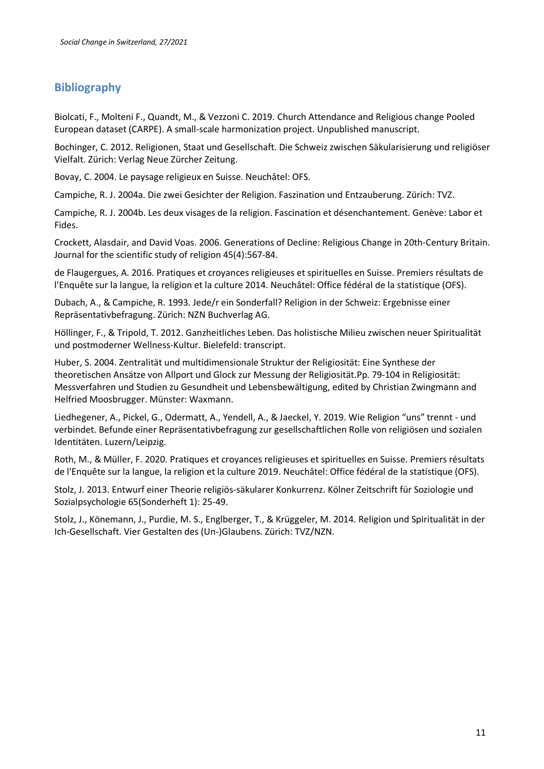## Bibliography

Biolcati, F., Molteni F., Quandt, M., & Vezzoni C. 2019. Church Attendance and Religious change Pooled European dataset (CARPE). A small-scale harmonization project. Unpublished manuscript.

Bochinger, C. 2012. Religionen, Staat und Gesellschaft. Die Schweiz zwischen Säkularisierung und religiöser Vielfalt. Zürich: Verlag Neue Zürcher Zeitung.

Bovay, C. 2004. Le paysage religieux en Suisse. Neuchâtel: OFS.

Campiche, R. J. 2004a. Die zwei Gesichter der Religion. Faszination und Entzauberung. Zürich: TVZ.

Campiche, R. J. 2004b. Les deux visages de la religion. Fascination et désenchantement. Genève: Labor et Fides.

Crockett, Alasdair, and David Voas. 2006. Generations of Decline: Religious Change in 20th-Century Britain. Journal for the scientific study of religion 45(4):567-84.

de Flaugergues, A. 2016. Pratiques et croyances religieuses et spirituelles en Suisse. Premiers résultats de l'Enquête sur la langue, la religion et la culture 2014. Neuchâtel: Office fédéral de la statistique (OFS).

Dubach, A., & Campiche, R. 1993. Jede/r ein Sonderfall? Religion in der Schweiz: Ergebnisse einer Repräsentativbefragung. Zürich: NZN Buchverlag AG.

Höllinger, F., & Tripold, T. 2012. Ganzheitliches Leben. Das holistische Milieu zwischen neuer Spiritualität und postmoderner Wellness-Kultur. Bielefeld: transcript.

Huber, S. 2004. Zentralität und multidimensionale Struktur der Religiosität: Eine Synthese der theoretischen Ansätze von Allport und Glock zur Messung der Religiosität.Pp. 79-104 in Religiosität: Messverfahren und Studien zu Gesundheit und Lebensbewältigung, edited by Christian Zwingmann and Helfried Moosbrugger. Münster: Waxmann.

Liedhegener, A., Pickel, G., Odermatt, A., Yendell, A., & Jaeckel, Y. 2019. Wie Religion "uns" trennt - und verbindet. Befunde einer Repräsentativbefragung zur gesellschaftlichen Rolle von religiösen und sozialen Identitäten. Luzern/Leipzig.

Roth, M., & Müller, F. 2020. Pratiques et croyances religieuses et spirituelles en Suisse. Premiers résultats de l'Enquête sur la langue, la religion et la culture 2019. Neuchâtel: Office fédéral de la statistique (OFS).

Stolz, J. 2013. Entwurf einer Theorie religiös-säkularer Konkurrenz. Kölner Zeitschrift für Soziologie und Sozialpsychologie 65(Sonderheft 1): 25-49.

Stolz, J., Könemann, J., Purdie, M. S., Englberger, T., & Krüggeler, M. 2014. Religion und Spiritualität in der Ich-Gesellschaft. Vier Gestalten des (Un-)Glaubens. Zürich: TVZ/NZN.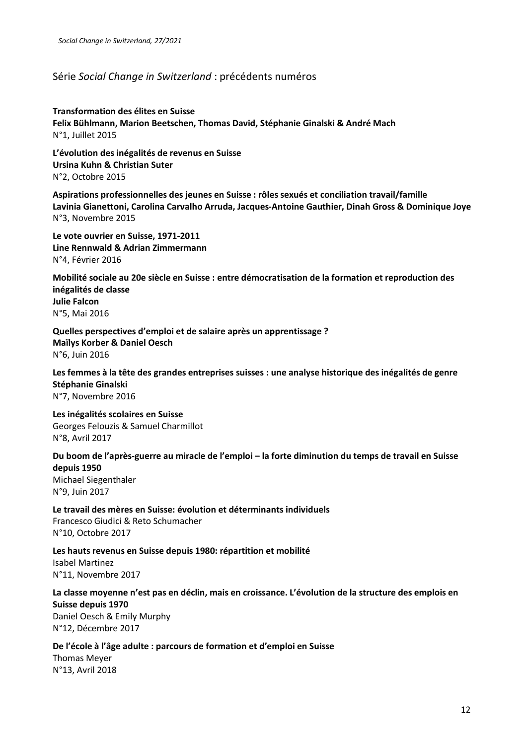## Série *Social Change in Switzerland* : précédents numéros

**Transformation des élites en Suisse**
**Felix Bühlmann, Marion Beetschen, Thomas David, Stéphanie Ginalski & André Mach**
N°1, Juillet 2015

**L'évolution des inégalités de revenus en Suisse**
**Ursina Kuhn & Christian Suter**
N°2, Octobre 2015

**Aspirations professionnelles des jeunes en Suisse : rôles sexués et conciliation travail/famille**
**Lavinia Gianettoni, Carolina Carvalho Arruda, Jacques-Antoine Gauthier, Dinah Gross & Dominique Joye**
N°3, Novembre 2015

**Le vote ouvrier en Suisse, 1971-2011**
**Line Rennwald & Adrian Zimmermann**
N°4, Février 2016

**Mobilité sociale au 20e siècle en Suisse : entre démocratisation de la formation et reproduction des inégalités de classe**
**Julie Falcon**
N°5, Mai 2016

**Quelles perspectives d'emploi et de salaire après un apprentissage ?**
**Maïlys Korber & Daniel Oesch**
N°6, Juin 2016

**Les femmes à la tête des grandes entreprises suisses : une analyse historique des inégalités de genre**
**Stéphanie Ginalski**
N°7, Novembre 2016

**Les inégalités scolaires en Suisse**
Georges Felouzis & Samuel Charmillot
N°8, Avril 2017

**Du boom de l'après-guerre au miracle de l'emploi – la forte diminution du temps de travail en Suisse depuis 1950**
Michael Siegenthaler
N°9, Juin 2017

**Le travail des mères en Suisse: évolution et déterminants individuels**
Francesco Giudici & Reto Schumacher
N°10, Octobre 2017

**Les hauts revenus en Suisse depuis 1980: répartition et mobilité**
Isabel Martinez
N°11, Novembre 2017

**La classe moyenne n'est pas en déclin, mais en croissance. L'évolution de la structure des emplois en Suisse depuis 1970**
Daniel Oesch & Emily Murphy
N°12, Décembre 2017

**De l'école à l'âge adulte : parcours de formation et d'emploi en Suisse**
Thomas Meyer
N°13, Avril 2018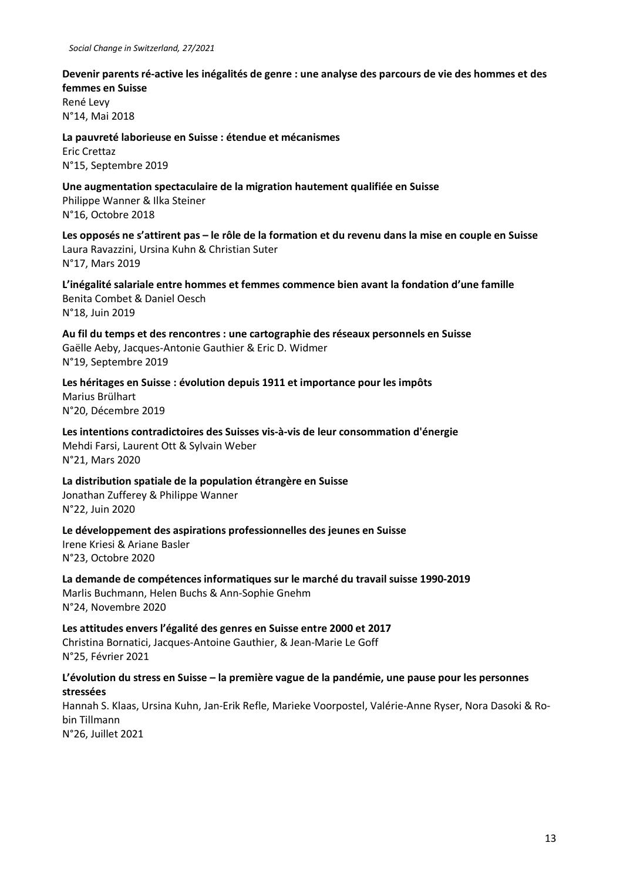**Devenir parents ré-active les inégalités de genre : une analyse des parcours de vie des hommes et des femmes en Suisse**
René Levy
N°14, Mai 2018

**La pauvreté laborieuse en Suisse : étendue et mécanismes**
Eric Crettaz
N°15, Septembre 2019

**Une augmentation spectaculaire de la migration hautement qualifiée en Suisse**
Philippe Wanner & Ilka Steiner
N°16, Octobre 2018

**Les opposés ne s'attirent pas – le rôle de la formation et du revenu dans la mise en couple en Suisse**
Laura Ravazzini, Ursina Kuhn & Christian Suter
N°17, Mars 2019

**L'inégalité salariale entre hommes et femmes commence bien avant la fondation d'une famille**
Benita Combet & Daniel Oesch
N°18, Juin 2019

**Au fil du temps et des rencontres : une cartographie des réseaux personnels en Suisse**
Gaëlle Aeby, Jacques-Antonie Gauthier & Eric D. Widmer
N°19, Septembre 2019

**Les héritages en Suisse : évolution depuis 1911 et importance pour les impôts**
Marius Brülhart
N°20, Décembre 2019

**Les intentions contradictoires des Suisses vis-à-vis de leur consommation d'énergie**
Mehdi Farsi, Laurent Ott & Sylvain Weber
N°21, Mars 2020

**La distribution spatiale de la population étrangère en Suisse**
Jonathan Zufferey & Philippe Wanner
N°22, Juin 2020

**Le développement des aspirations professionnelles des jeunes en Suisse**
Irene Kriesi & Ariane Basler
N°23, Octobre 2020

**La demande de compétences informatiques sur le marché du travail suisse 1990-2019**
Marlis Buchmann, Helen Buchs & Ann-Sophie Gnehm
N°24, Novembre 2020

**Les attitudes envers l'égalité des genres en Suisse entre 2000 et 2017**
Christina Bornatici, Jacques-Antoine Gauthier, & Jean-Marie Le Goff
N°25, Février 2021

**L'évolution du stress en Suisse – la première vague de la pandémie, une pause pour les personnes stressées**
Hannah S. Klaas, Ursina Kuhn, Jan-Erik Refle, Marieke Voorpostel, Valérie-Anne Ryser, Nora Dasoki & Robin Tillmann
N°26, Juillet 2021